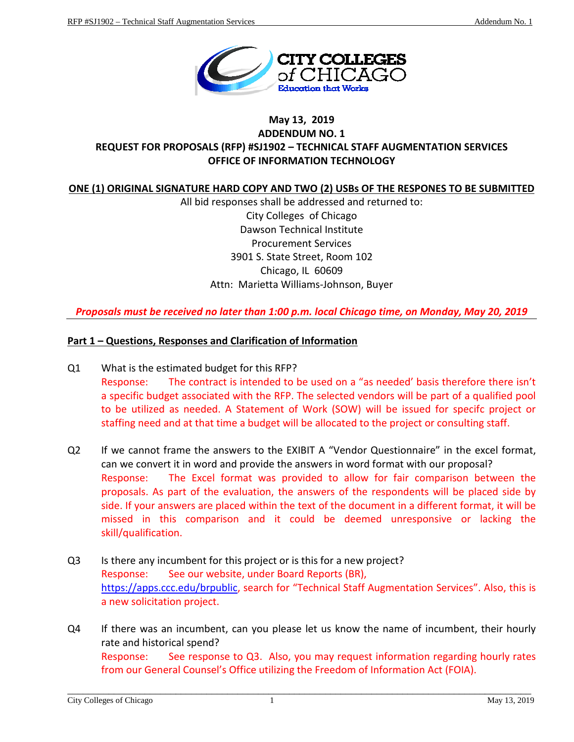**May 13, 2019**
**ADDENDUM NO. 1**
**REQUEST FOR PROPOSALS (RFP) #SJ1902 – TECHNICAL STAFF AUGMENTATION SERVICES**
**OFFICE OF INFORMATION TECHNOLOGY**

**ONE (1) ORIGINAL SIGNATURE HARD COPY AND TWO (2) USBs OF THE RESPONES TO BE SUBMITTED**

All bid responses shall be addressed and returned to:
City Colleges of Chicago
Dawson Technical Institute
Procurement Services
3901 S. State Street, Room 102
Chicago, IL 60609
Attn: Marietta Williams-Johnson, Buyer

***Proposals must be received no later than 1:00 p.m. local Chicago time, on Monday, May 20, 2019***

## Part 1 – Questions, Responses and Clarification of Information

Q1 What is the estimated budget for this RFP?
Response: The contract is intended to be used on a "as needed' basis therefore there isn't a specific budget associated with the RFP. The selected vendors will be part of a qualified pool to be utilized as needed. A Statement of Work (SOW) will be issued for specifc project or staffing need and at that time a budget will be allocated to the project or consulting staff.

Q2 If we cannot frame the answers to the EXIBIT A "Vendor Questionnaire" in the excel format, can we convert it in word and provide the answers in word format with our proposal?
Response: The Excel format was provided to allow for fair comparison between the proposals. As part of the evaluation, the answers of the respondents will be placed side by side. If your answers are placed within the text of the document in a different format, it will be missed in this comparison and it could be deemed unresponsive or lacking the skill/qualification.

Q3 Is there any incumbent for this project or is this for a new project?
Response: See our website, under Board Reports (BR), https://apps.ccc.edu/brpublic, search for "Technical Staff Augmentation Services". Also, this is a new solicitation project.

Q4 If there was an incumbent, can you please let us know the name of incumbent, their hourly rate and historical spend?
Response: See response to Q3. Also, you may request information regarding hourly rates from our General Counsel's Office utilizing the Freedom of Information Act (FOIA).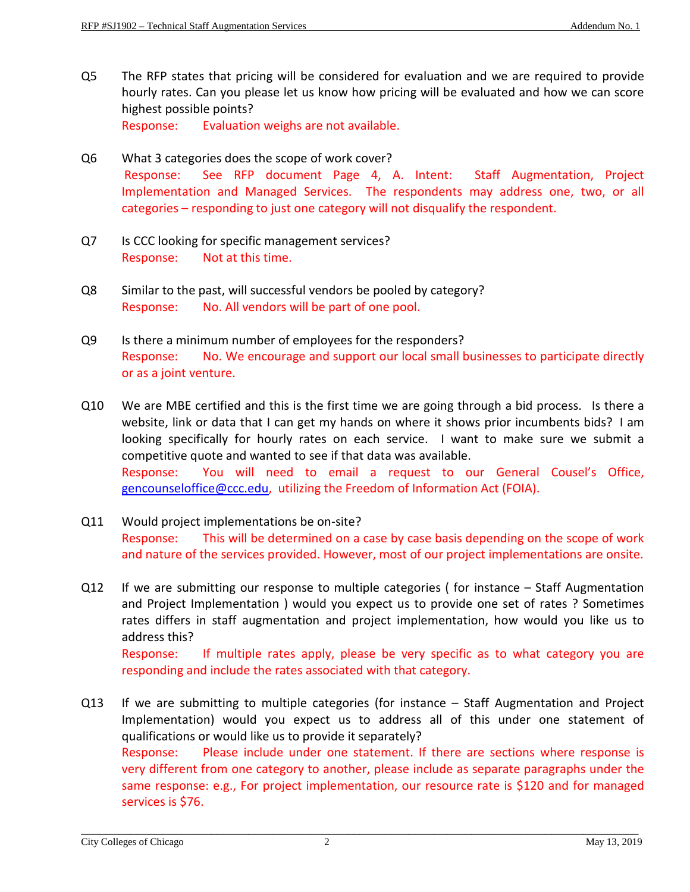Q5 The RFP states that pricing will be considered for evaluation and we are required to provide hourly rates. Can you please let us know how pricing will be evaluated and how we can score highest possible points?
Response: Evaluation weighs are not available.

Q6 What 3 categories does the scope of work cover?
Response: See RFP document Page 4, A. Intent: Staff Augmentation, Project Implementation and Managed Services. The respondents may address one, two, or all categories – responding to just one category will not disqualify the respondent.

Q7 Is CCC looking for specific management services?
Response: Not at this time.

Q8 Similar to the past, will successful vendors be pooled by category?
Response: No. All vendors will be part of one pool.

Q9 Is there a minimum number of employees for the responders?
Response: No. We encourage and support our local small businesses to participate directly or as a joint venture.

Q10 We are MBE certified and this is the first time we are going through a bid process. Is there a website, link or data that I can get my hands on where it shows prior incumbents bids? I am looking specifically for hourly rates on each service. I want to make sure we submit a competitive quote and wanted to see if that data was available.
Response: You will need to email a request to our General Cousel's Office, gencounseloffice@ccc.edu, utilizing the Freedom of Information Act (FOIA).

Q11 Would project implementations be on-site?
Response: This will be determined on a case by case basis depending on the scope of work and nature of the services provided. However, most of our project implementations are onsite.

Q12 If we are submitting our response to multiple categories ( for instance – Staff Augmentation and Project Implementation ) would you expect us to provide one set of rates ? Sometimes rates differs in staff augmentation and project implementation, how would you like us to address this?
Response: If multiple rates apply, please be very specific as to what category you are responding and include the rates associated with that category.

Q13 If we are submitting to multiple categories (for instance – Staff Augmentation and Project Implementation) would you expect us to address all of this under one statement of qualifications or would like us to provide it separately?
Response: Please include under one statement. If there are sections where response is very different from one category to another, please include as separate paragraphs under the same response: e.g., For project implementation, our resource rate is $120 and for managed services is $76.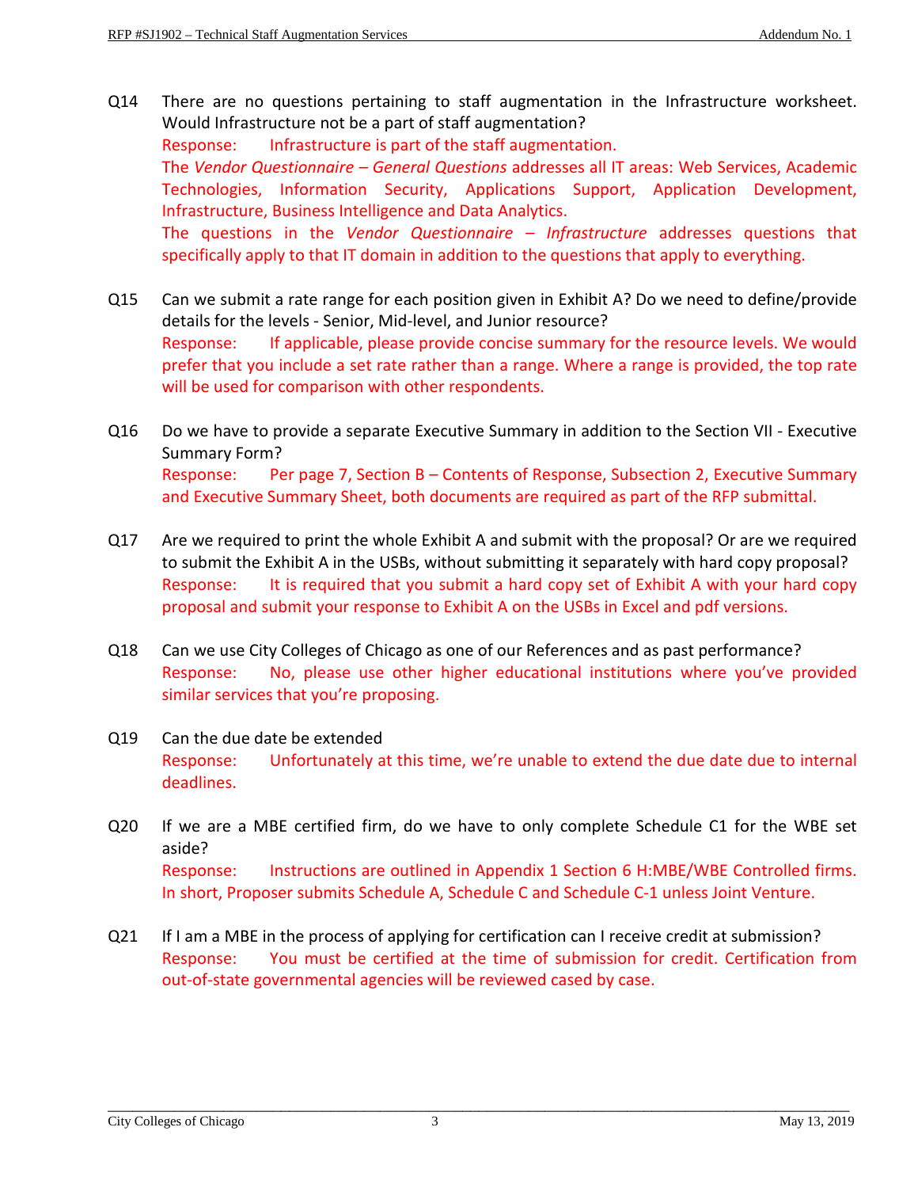Q14 There are no questions pertaining to staff augmentation in the Infrastructure worksheet. Would Infrastructure not be a part of staff augmentation?

Response: Infrastructure is part of the staff augmentation.

The *Vendor Questionnaire – General Questions* addresses all IT areas: Web Services, Academic Technologies, Information Security, Applications Support, Application Development, Infrastructure, Business Intelligence and Data Analytics.

The questions in the *Vendor Questionnaire – Infrastructure* addresses questions that specifically apply to that IT domain in addition to the questions that apply to everything.

Q15 Can we submit a rate range for each position given in Exhibit A? Do we need to define/provide details for the levels - Senior, Mid-level, and Junior resource?

Response: If applicable, please provide concise summary for the resource levels. We would prefer that you include a set rate rather than a range. Where a range is provided, the top rate will be used for comparison with other respondents.

Q16 Do we have to provide a separate Executive Summary in addition to the Section VII - Executive Summary Form?

Response: Per page 7, Section B – Contents of Response, Subsection 2, Executive Summary and Executive Summary Sheet, both documents are required as part of the RFP submittal.

Q17 Are we required to print the whole Exhibit A and submit with the proposal? Or are we required to submit the Exhibit A in the USBs, without submitting it separately with hard copy proposal?

Response: It is required that you submit a hard copy set of Exhibit A with your hard copy proposal and submit your response to Exhibit A on the USBs in Excel and pdf versions.

Q18 Can we use City Colleges of Chicago as one of our References and as past performance?

Response: No, please use other higher educational institutions where you've provided similar services that you're proposing.

Q19 Can the due date be extended

Response: Unfortunately at this time, we're unable to extend the due date due to internal deadlines.

Q20 If we are a MBE certified firm, do we have to only complete Schedule C1 for the WBE set aside?

Response: Instructions are outlined in Appendix 1 Section 6 H:MBE/WBE Controlled firms. In short, Proposer submits Schedule A, Schedule C and Schedule C-1 unless Joint Venture.

Q21 If I am a MBE in the process of applying for certification can I receive credit at submission?

Response: You must be certified at the time of submission for credit. Certification from out-of-state governmental agencies will be reviewed cased by case.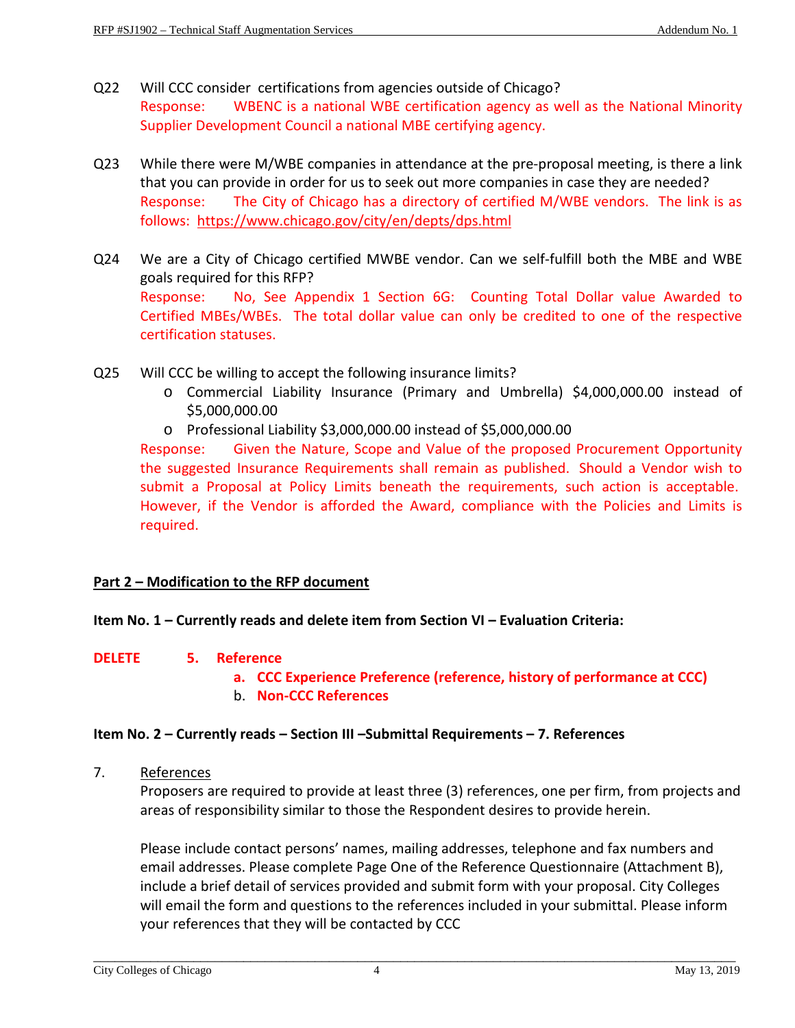Q22 Will CCC consider certifications from agencies outside of Chicago?
Response: WBENC is a national WBE certification agency as well as the National Minority Supplier Development Council a national MBE certifying agency.

Q23 While there were M/WBE companies in attendance at the pre-proposal meeting, is there a link that you can provide in order for us to seek out more companies in case they are needed?
Response: The City of Chicago has a directory of certified M/WBE vendors. The link is as follows: https://www.chicago.gov/city/en/depts/dps.html

Q24 We are a City of Chicago certified MWBE vendor. Can we self-fulfill both the MBE and WBE goals required for this RFP?
Response: No, See Appendix 1 Section 6G: Counting Total Dollar value Awarded to Certified MBEs/WBEs. The total dollar value can only be credited to one of the respective certification statuses.

Q25 Will CCC be willing to accept the following insurance limits?
- Commercial Liability Insurance (Primary and Umbrella) $4,000,000.00 instead of $5,000,000.00
- Professional Liability $3,000,000.00 instead of $5,000,000.00

Response: Given the Nature, Scope and Value of the proposed Procurement Opportunity the suggested Insurance Requirements shall remain as published. Should a Vendor wish to submit a Proposal at Policy Limits beneath the requirements, such action is acceptable. However, if the Vendor is afforded the Award, compliance with the Policies and Limits is required.

## Part 2 – Modification to the RFP document

**Item No. 1 – Currently reads and delete item from Section VI – Evaluation Criteria:**

**DELETE 5. Reference**
- **a. CCC Experience Preference (reference, history of performance at CCC)**
- **b. Non-CCC References**

**Item No. 2 – Currently reads – Section III –Submittal Requirements – 7. References**

7. References

Proposers are required to provide at least three (3) references, one per firm, from projects and areas of responsibility similar to those the Respondent desires to provide herein.

Please include contact persons' names, mailing addresses, telephone and fax numbers and email addresses. Please complete Page One of the Reference Questionnaire (Attachment B), include a brief detail of services provided and submit form with your proposal. City Colleges will email the form and questions to the references included in your submittal. Please inform your references that they will be contacted by CCC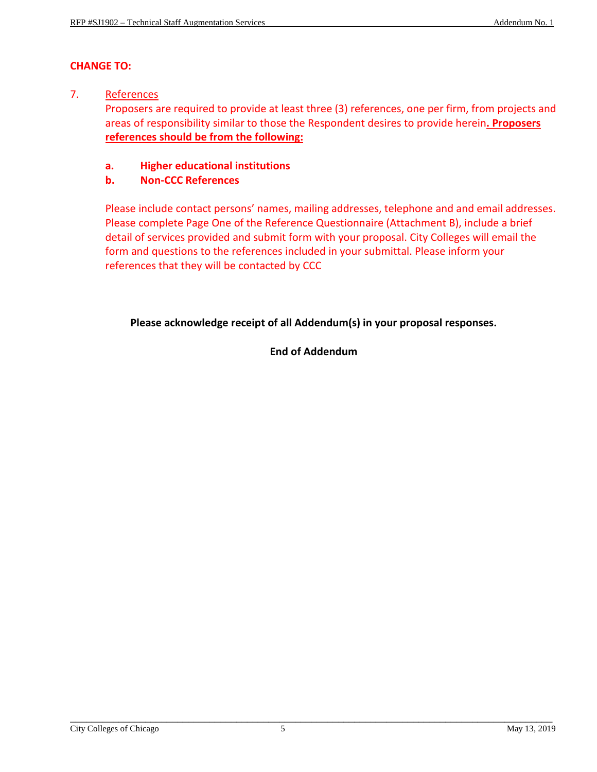**CHANGE TO:**

7. References

Proposers are required to provide at least three (3) references, one per firm, from projects and areas of responsibility similar to those the Respondent desires to provide herein**. Proposers references should be from the following:**

**a. Higher educational institutions**

**b. Non-CCC References**

Please include contact persons' names, mailing addresses, telephone and and email addresses. Please complete Page One of the Reference Questionnaire (Attachment B), include a brief detail of services provided and submit form with your proposal. City Colleges will email the form and questions to the references included in your submittal. Please inform your references that they will be contacted by CCC

**Please acknowledge receipt of all Addendum(s) in your proposal responses.**

**End of Addendum**